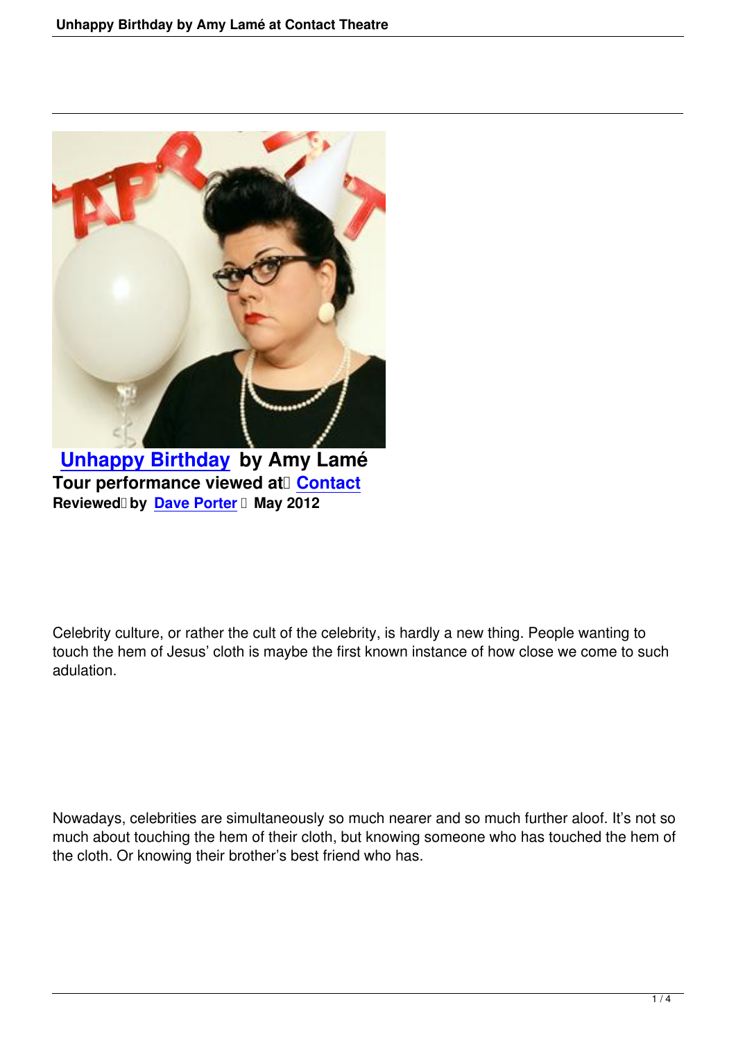**Unhappy Birthday by Amy Lamé**
**Tour performance viewed at Contact**
**Reviewed by Dave Porter May 2012**

Celebrity culture, or rather the cult of the celebrity, is hardly a new thing. People wanting to touch the hem of Jesus' cloth is maybe the first known instance of how close we come to such adulation.

Nowadays, celebrities are simultaneously so much nearer and so much further aloof. It's not so much about touching the hem of their cloth, but knowing someone who has touched the hem of the cloth. Or knowing their brother's best friend who has.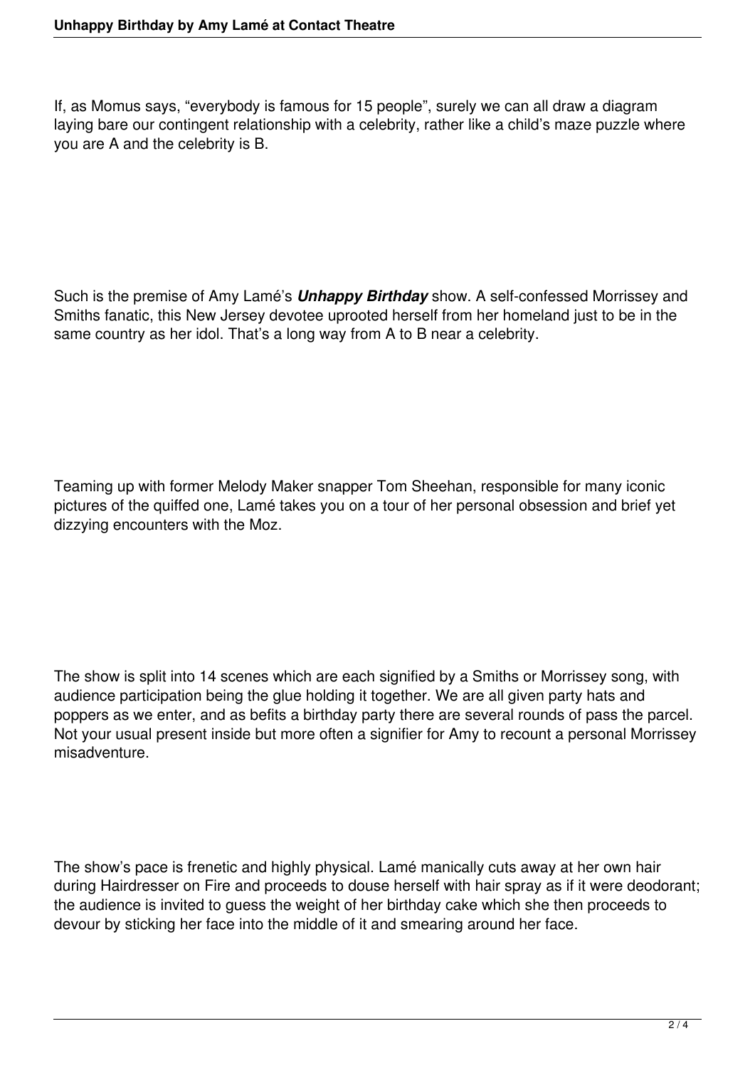If, as Momus says, "everybody is famous for 15 people", surely we can all draw a diagram laying bare our contingent relationship with a celebrity, rather like a child's maze puzzle where you are A and the celebrity is B.

Such is the premise of Amy Lamé's ***Unhappy Birthday*** show. A self-confessed Morrissey and Smiths fanatic, this New Jersey devotee uprooted herself from her homeland just to be in the same country as her idol. That's a long way from A to B near a celebrity.

Teaming up with former Melody Maker snapper Tom Sheehan, responsible for many iconic pictures of the quiffed one, Lamé takes you on a tour of her personal obsession and brief yet dizzying encounters with the Moz.

The show is split into 14 scenes which are each signified by a Smiths or Morrissey song, with audience participation being the glue holding it together. We are all given party hats and poppers as we enter, and as befits a birthday party there are several rounds of pass the parcel. Not your usual present inside but more often a signifier for Amy to recount a personal Morrissey misadventure.

The show's pace is frenetic and highly physical. Lamé manically cuts away at her own hair during Hairdresser on Fire and proceeds to douse herself with hair spray as if it were deodorant; the audience is invited to guess the weight of her birthday cake which she then proceeds to devour by sticking her face into the middle of it and smearing around her face.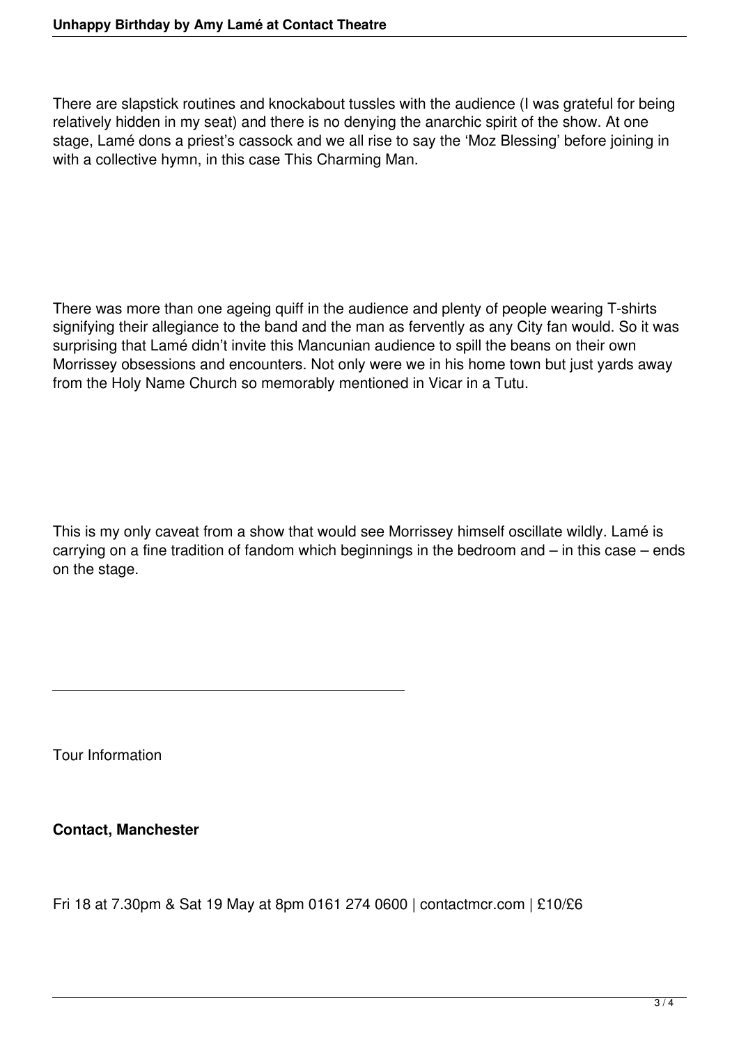There are slapstick routines and knockabout tussles with the audience (I was grateful for being relatively hidden in my seat) and there is no denying the anarchic spirit of the show. At one stage, Lamé dons a priest's cassock and we all rise to say the 'Moz Blessing' before joining in with a collective hymn, in this case This Charming Man.

There was more than one ageing quiff in the audience and plenty of people wearing T-shirts signifying their allegiance to the band and the man as fervently as any City fan would. So it was surprising that Lamé didn't invite this Mancunian audience to spill the beans on their own Morrissey obsessions and encounters. Not only were we in his home town but just yards away from the Holy Name Church so memorably mentioned in Vicar in a Tutu.

This is my only caveat from a show that would see Morrissey himself oscillate wildly. Lamé is carrying on a fine tradition of fandom which beginnings in the bedroom and – in this case – ends on the stage.

---

Tour Information

**Contact, Manchester**

Fri 18 at 7.30pm & Sat 19 May at 8pm 0161 274 0600 | contactmcr.com | £10/£6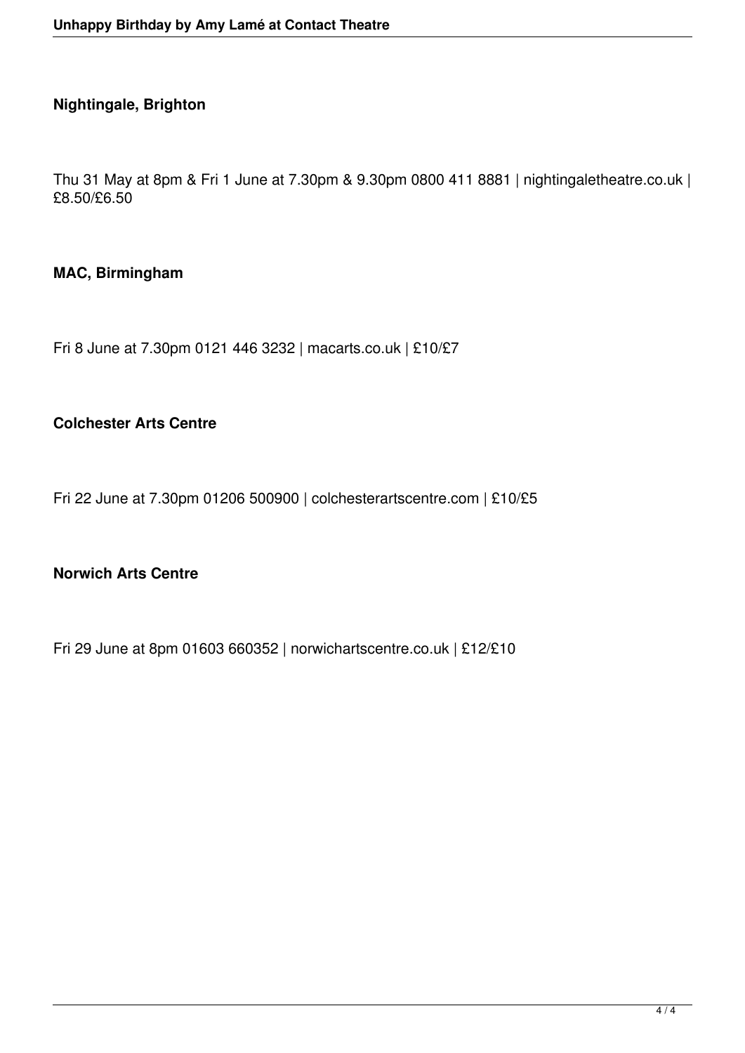**Nightingale, Brighton**

Thu 31 May at 8pm & Fri 1 June at 7.30pm & 9.30pm 0800 411 8881 | nightingaletheatre.co.uk | £8.50/£6.50

**MAC, Birmingham**

Fri 8 June at 7.30pm 0121 446 3232 | macarts.co.uk | £10/£7

**Colchester Arts Centre**

Fri 22 June at 7.30pm 01206 500900 | colchesterartscentre.com | £10/£5

**Norwich Arts Centre**

Fri 29 June at 8pm 01603 660352 | norwichartscentre.co.uk | £12/£10